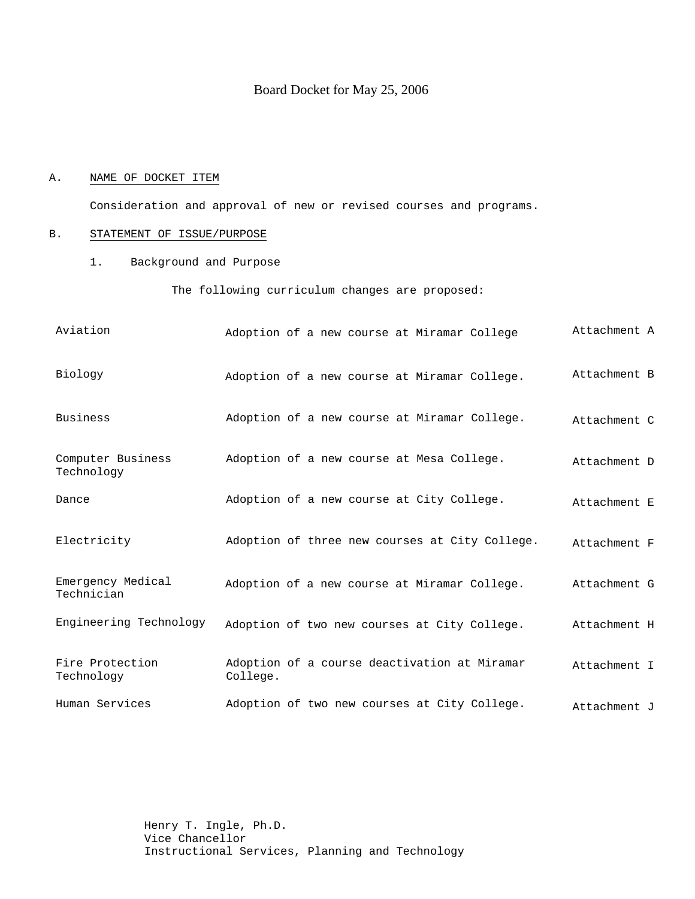Board Docket for May 25, 2006

A. NAME OF DOCKET ITEM

Consideration and approval of new or revised courses and programs.

B. STATEMENT OF ISSUE/PURPOSE

1. Background and Purpose

The following curriculum changes are proposed:

| | | |
|---|---|---|
| Aviation | Adoption of a new course at Miramar College | Attachment A |
| Biology | Adoption of a new course at Miramar College. | Attachment B |
| Business | Adoption of a new course at Miramar College. | Attachment C |
| Computer Business Technology | Adoption of a new course at Mesa College. | Attachment D |
| Dance | Adoption of a new course at City College. | Attachment E |
| Electricity | Adoption of three new courses at City College. | Attachment F |
| Emergency Medical Technician | Adoption of a new course at Miramar College. | Attachment G |
| Engineering Technology | Adoption of two new courses at City College. | Attachment H |
| Fire Protection Technology | Adoption of a course deactivation at Miramar College. | Attachment I |
| Human Services | Adoption of two new courses at City College. | Attachment J |

Henry T. Ingle, Ph.D.
Vice Chancellor
Instructional Services, Planning and Technology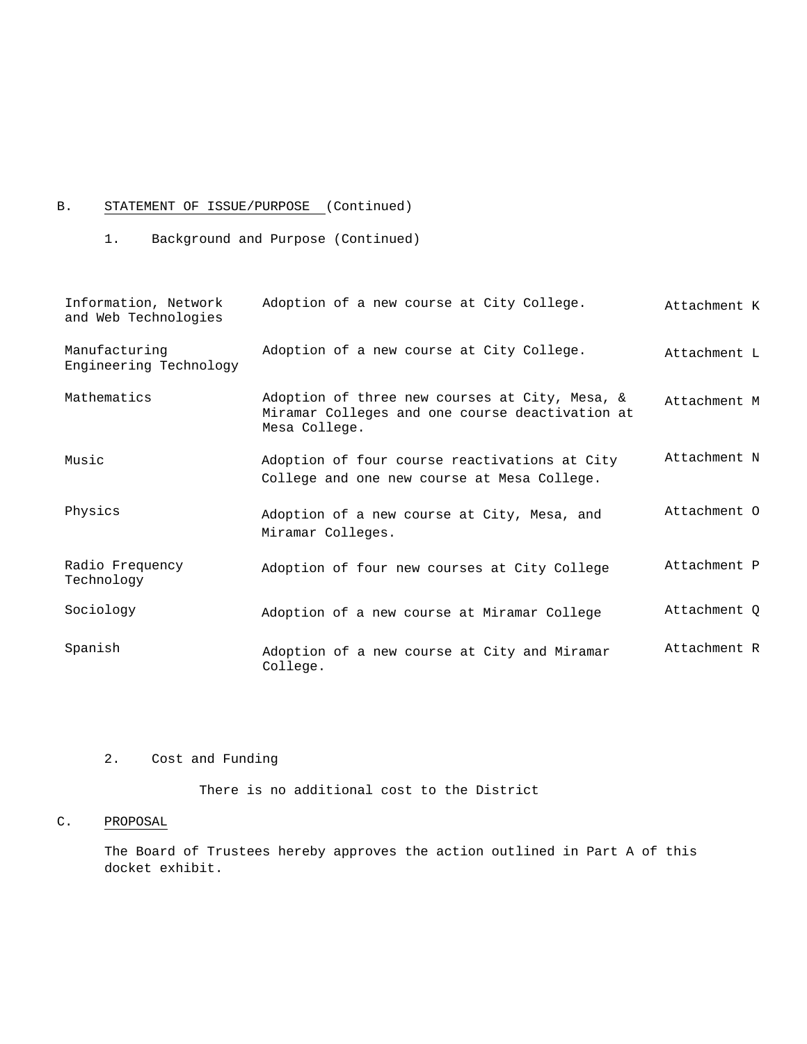B. STATEMENT OF ISSUE/PURPOSE (Continued)

1. Background and Purpose (Continued)

| | | |
|---|---|---|
| Information, Network and Web Technologies | Adoption of a new course at City College. | Attachment K |
| Manufacturing Engineering Technology | Adoption of a new course at City College. | Attachment L |
| Mathematics | Adoption of three new courses at City, Mesa, & Miramar Colleges and one course deactivation at Mesa College. | Attachment M |
| Music | Adoption of four course reactivations at City College and one new course at Mesa College. | Attachment N |
| Physics | Adoption of a new course at City, Mesa, and Miramar Colleges. | Attachment O |
| Radio Frequency Technology | Adoption of four new courses at City College | Attachment P |
| Sociology | Adoption of a new course at Miramar College | Attachment Q |
| Spanish | Adoption of a new course at City and Miramar College. | Attachment R |

2. Cost and Funding

There is no additional cost to the District

C. PROPOSAL

The Board of Trustees hereby approves the action outlined in Part A of this docket exhibit.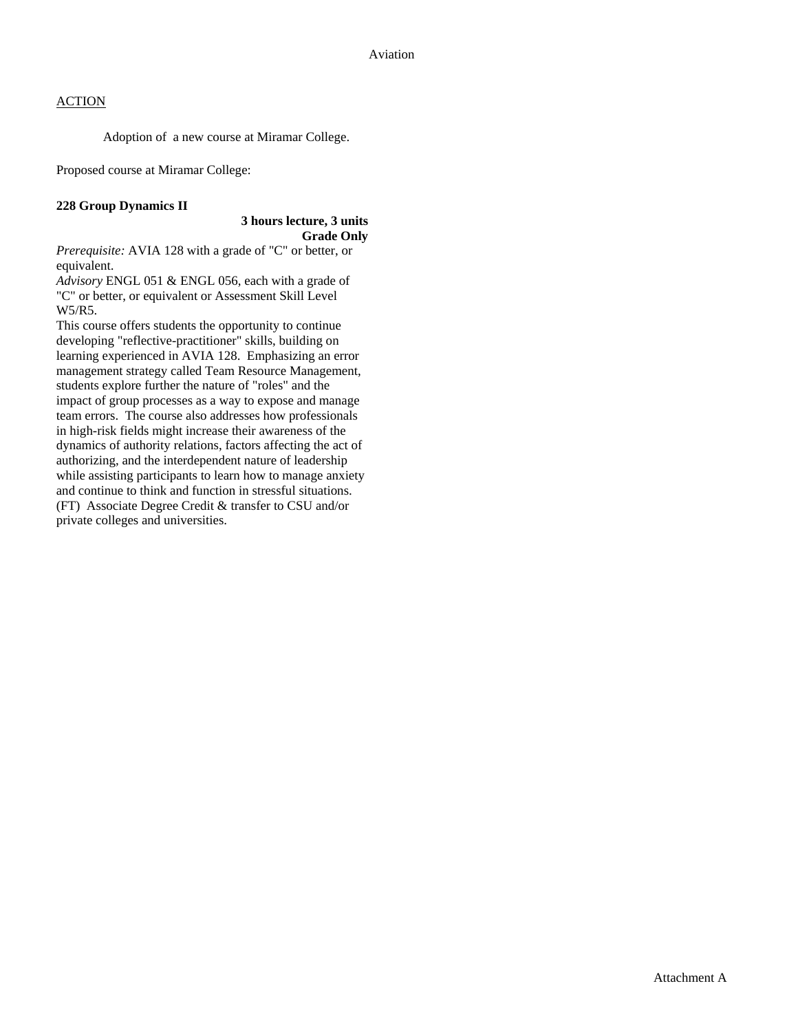Aviation

<u>ACTION</u>

Adoption of a new course at Miramar College.

Proposed course at Miramar College:

**228 Group Dynamics II**

**3 hours lecture, 3 units**
**Grade Only**

*Prerequisite:* AVIA 128 with a grade of "C" or better, or equivalent.
*Advisory* ENGL 051 & ENGL 056, each with a grade of "C" or better, or equivalent or Assessment Skill Level W5/R5.
This course offers students the opportunity to continue developing "reflective-practitioner" skills, building on learning experienced in AVIA 128. Emphasizing an error management strategy called Team Resource Management, students explore further the nature of "roles" and the impact of group processes as a way to expose and manage team errors. The course also addresses how professionals in high-risk fields might increase their awareness of the dynamics of authority relations, factors affecting the act of authorizing, and the interdependent nature of leadership while assisting participants to learn how to manage anxiety and continue to think and function in stressful situations. (FT) Associate Degree Credit & transfer to CSU and/or private colleges and universities.

Attachment A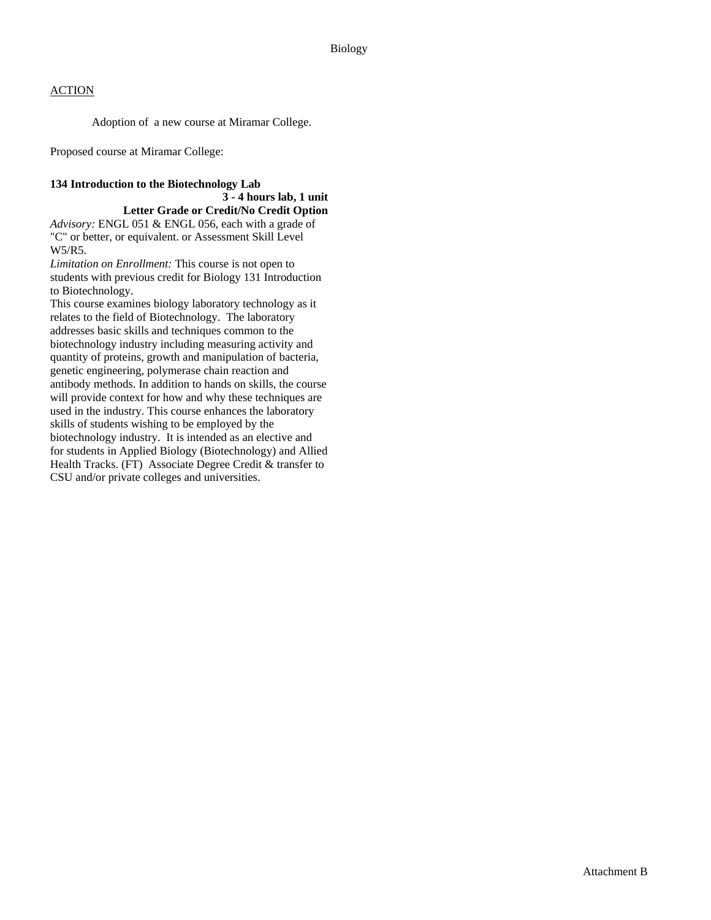Biology

ACTION

Adoption of a new course at Miramar College.

Proposed course at Miramar College:

**134 Introduction to the Biotechnology Lab**
**3 - 4 hours lab, 1 unit**
**Letter Grade or Credit/No Credit Option**

*Advisory:* ENGL 051 & ENGL 056, each with a grade of "C" or better, or equivalent. or Assessment Skill Level W5/R5.

*Limitation on Enrollment:* This course is not open to students with previous credit for Biology 131 Introduction to Biotechnology.

This course examines biology laboratory technology as it relates to the field of Biotechnology. The laboratory addresses basic skills and techniques common to the biotechnology industry including measuring activity and quantity of proteins, growth and manipulation of bacteria, genetic engineering, polymerase chain reaction and antibody methods. In addition to hands on skills, the course will provide context for how and why these techniques are used in the industry. This course enhances the laboratory skills of students wishing to be employed by the biotechnology industry. It is intended as an elective and for students in Applied Biology (Biotechnology) and Allied Health Tracks. (FT) Associate Degree Credit & transfer to CSU and/or private colleges and universities.

Attachment B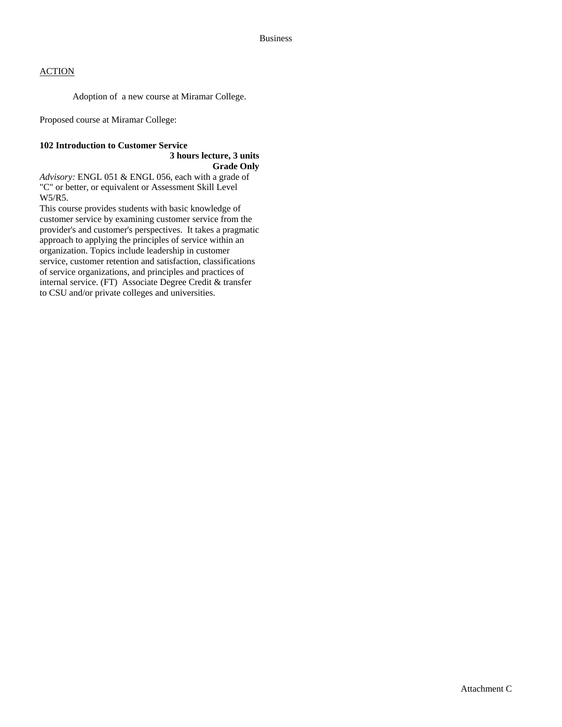Business

ACTION

Adoption of a new course at Miramar College.

Proposed course at Miramar College:

**102 Introduction to Customer Service**

**3 hours lecture, 3 units**

**Grade Only**

*Advisory:* ENGL 051 & ENGL 056, each with a grade of "C" or better, or equivalent or Assessment Skill Level W5/R5.

This course provides students with basic knowledge of customer service by examining customer service from the provider's and customer's perspectives. It takes a pragmatic approach to applying the principles of service within an organization. Topics include leadership in customer service, customer retention and satisfaction, classifications of service organizations, and principles and practices of internal service. (FT) Associate Degree Credit & transfer to CSU and/or private colleges and universities.

Attachment C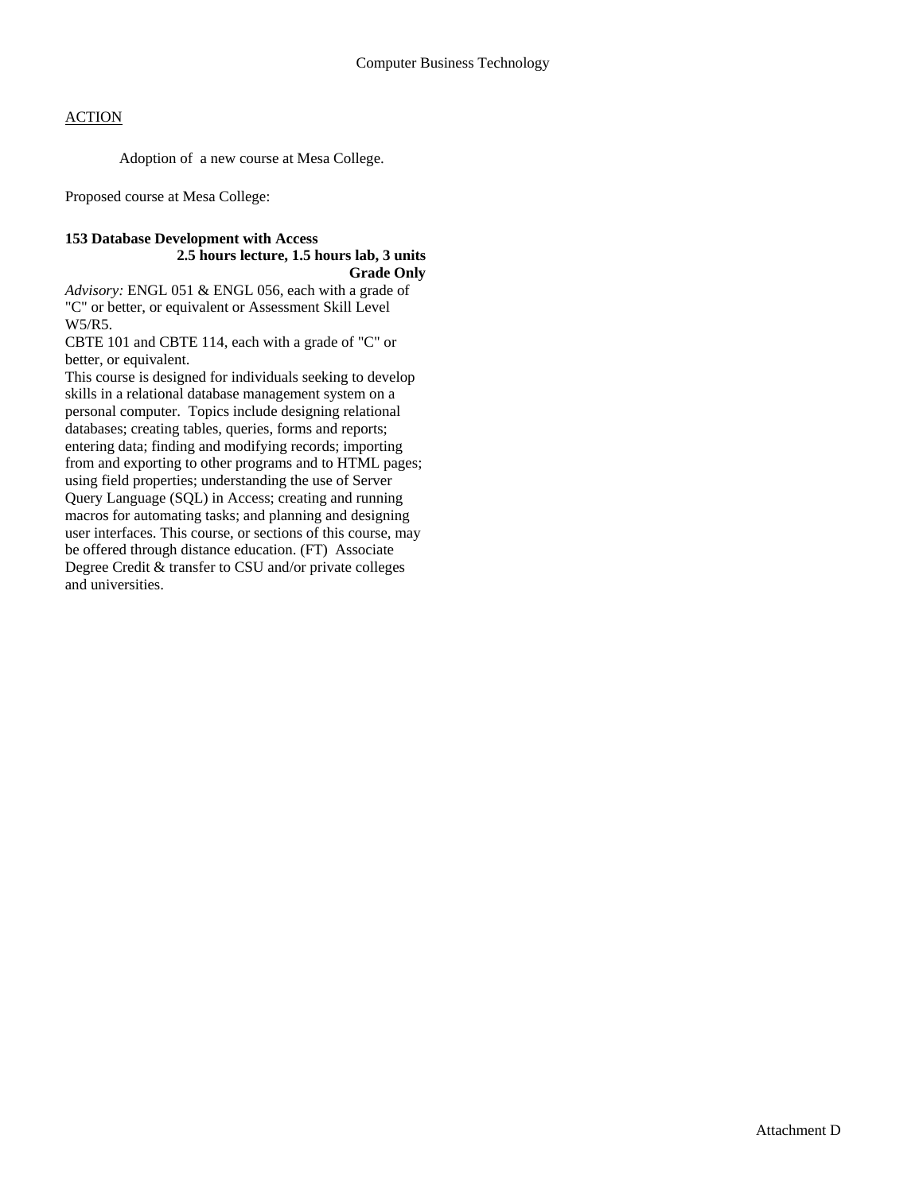Computer Business Technology

ACTION

Adoption of a new course at Mesa College.

Proposed course at Mesa College:

**153 Database Development with Access**
**2.5 hours lecture, 1.5 hours lab, 3 units**
**Grade Only**

*Advisory:* ENGL 051 & ENGL 056, each with a grade of "C" or better, or equivalent or Assessment Skill Level W5/R5.
CBTE 101 and CBTE 114, each with a grade of "C" or better, or equivalent.
This course is designed for individuals seeking to develop skills in a relational database management system on a personal computer. Topics include designing relational databases; creating tables, queries, forms and reports; entering data; finding and modifying records; importing from and exporting to other programs and to HTML pages; using field properties; understanding the use of Server Query Language (SQL) in Access; creating and running macros for automating tasks; and planning and designing user interfaces. This course, or sections of this course, may be offered through distance education. (FT) Associate Degree Credit & transfer to CSU and/or private colleges and universities.

Attachment D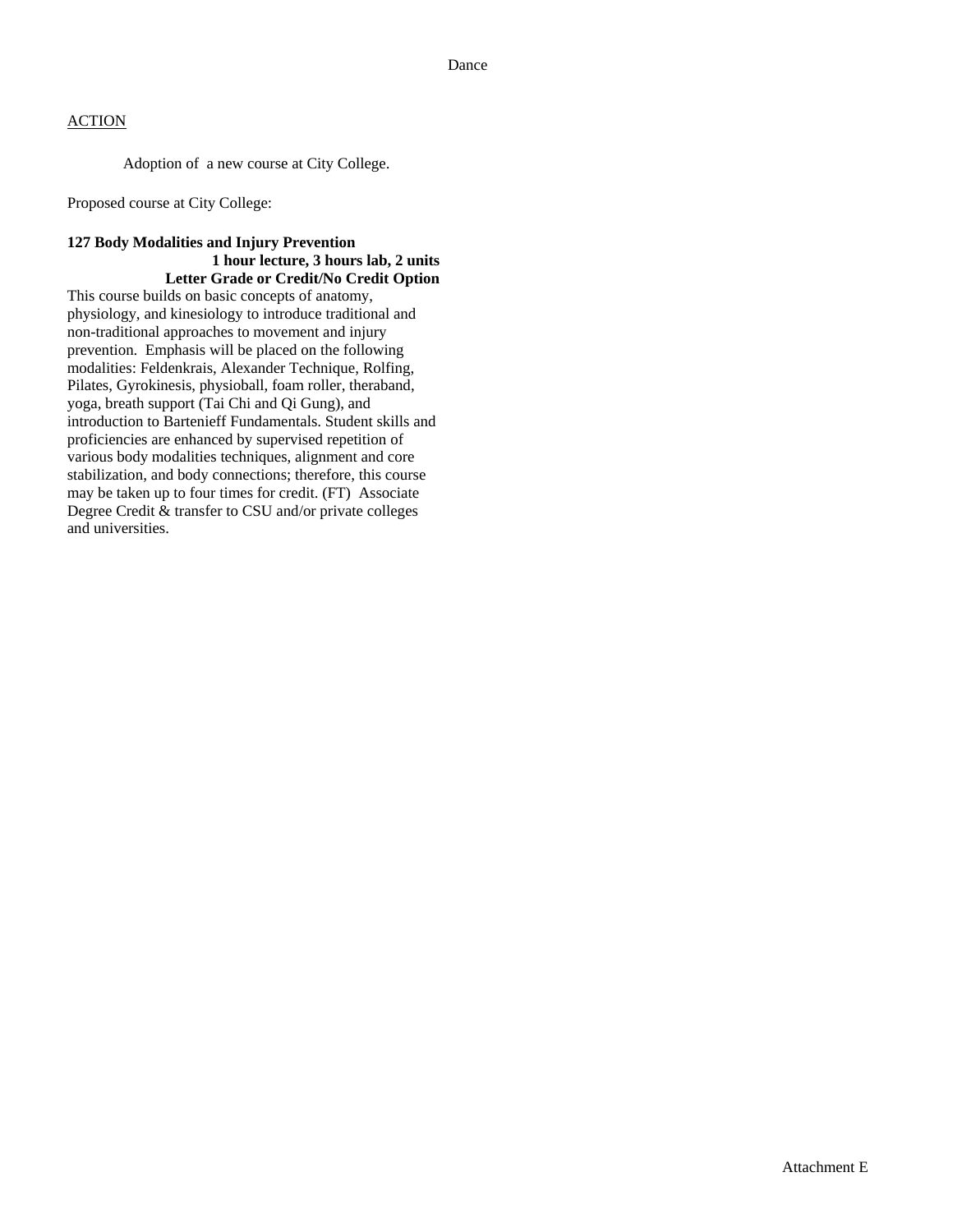Dance

ACTION

Adoption of a new course at City College.

Proposed course at City College:

**127 Body Modalities and Injury Prevention**
**1 hour lecture, 3 hours lab, 2 units**
**Letter Grade or Credit/No Credit Option**

This course builds on basic concepts of anatomy, physiology, and kinesiology to introduce traditional and non-traditional approaches to movement and injury prevention. Emphasis will be placed on the following modalities: Feldenkrais, Alexander Technique, Rolfing, Pilates, Gyrokinesis, physioball, foam roller, theraband, yoga, breath support (Tai Chi and Qi Gung), and introduction to Bartenieff Fundamentals. Student skills and proficiencies are enhanced by supervised repetition of various body modalities techniques, alignment and core stabilization, and body connections; therefore, this course may be taken up to four times for credit. (FT) Associate Degree Credit & transfer to CSU and/or private colleges and universities.

Attachment E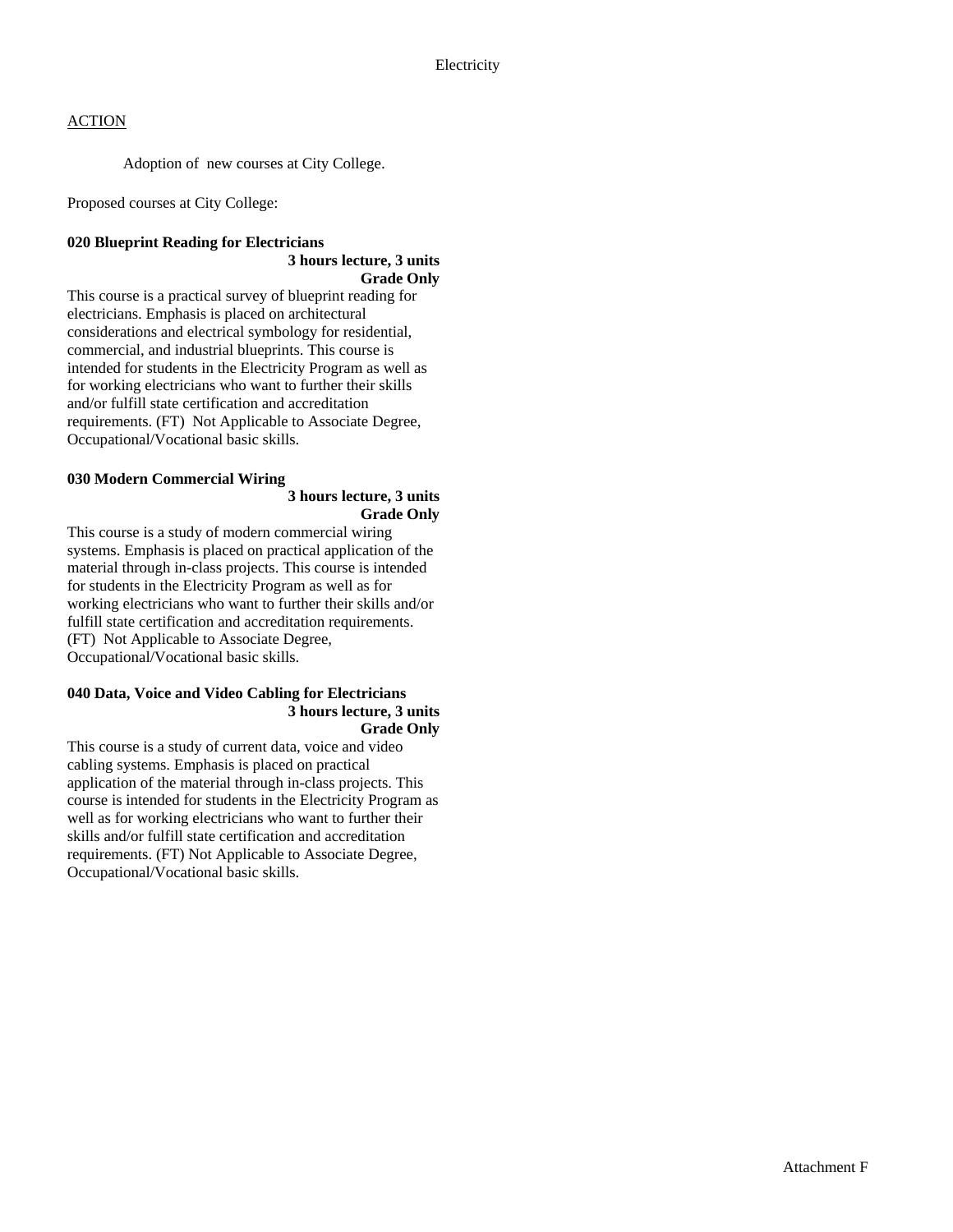Electricity

ACTION

Adoption of new courses at City College.

Proposed courses at City College:

**020 Blueprint Reading for Electricians**
**3 hours lecture, 3 units**
**Grade Only**

This course is a practical survey of blueprint reading for electricians. Emphasis is placed on architectural considerations and electrical symbology for residential, commercial, and industrial blueprints. This course is intended for students in the Electricity Program as well as for working electricians who want to further their skills and/or fulfill state certification and accreditation requirements. (FT) Not Applicable to Associate Degree, Occupational/Vocational basic skills.

**030 Modern Commercial Wiring**
**3 hours lecture, 3 units**
**Grade Only**

This course is a study of modern commercial wiring systems. Emphasis is placed on practical application of the material through in-class projects. This course is intended for students in the Electricity Program as well as for working electricians who want to further their skills and/or fulfill state certification and accreditation requirements. (FT) Not Applicable to Associate Degree, Occupational/Vocational basic skills.

**040 Data, Voice and Video Cabling for Electricians**
**3 hours lecture, 3 units**
**Grade Only**

This course is a study of current data, voice and video cabling systems. Emphasis is placed on practical application of the material through in-class projects. This course is intended for students in the Electricity Program as well as for working electricians who want to further their skills and/or fulfill state certification and accreditation requirements. (FT) Not Applicable to Associate Degree, Occupational/Vocational basic skills.

Attachment F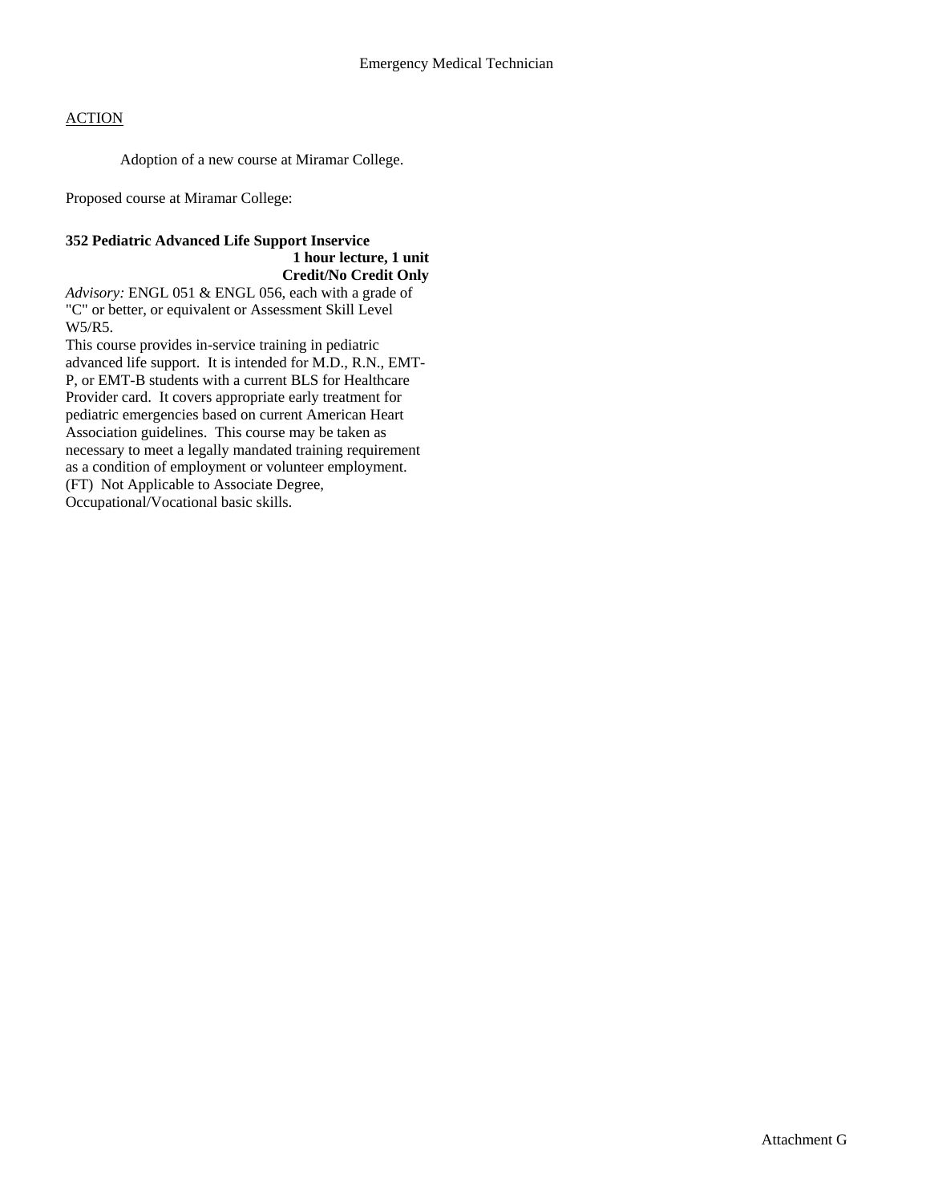Emergency Medical Technician

ACTION

Adoption of a new course at Miramar College.

Proposed course at Miramar College:

**352 Pediatric Advanced Life Support Inservice**
**1 hour lecture, 1 unit**
**Credit/No Credit Only**

*Advisory:* ENGL 051 & ENGL 056, each with a grade of "C" or better, or equivalent or Assessment Skill Level W5/R5.

This course provides in-service training in pediatric advanced life support. It is intended for M.D., R.N., EMT-P, or EMT-B students with a current BLS for Healthcare Provider card. It covers appropriate early treatment for pediatric emergencies based on current American Heart Association guidelines. This course may be taken as necessary to meet a legally mandated training requirement as a condition of employment or volunteer employment. (FT) Not Applicable to Associate Degree, Occupational/Vocational basic skills.

Attachment G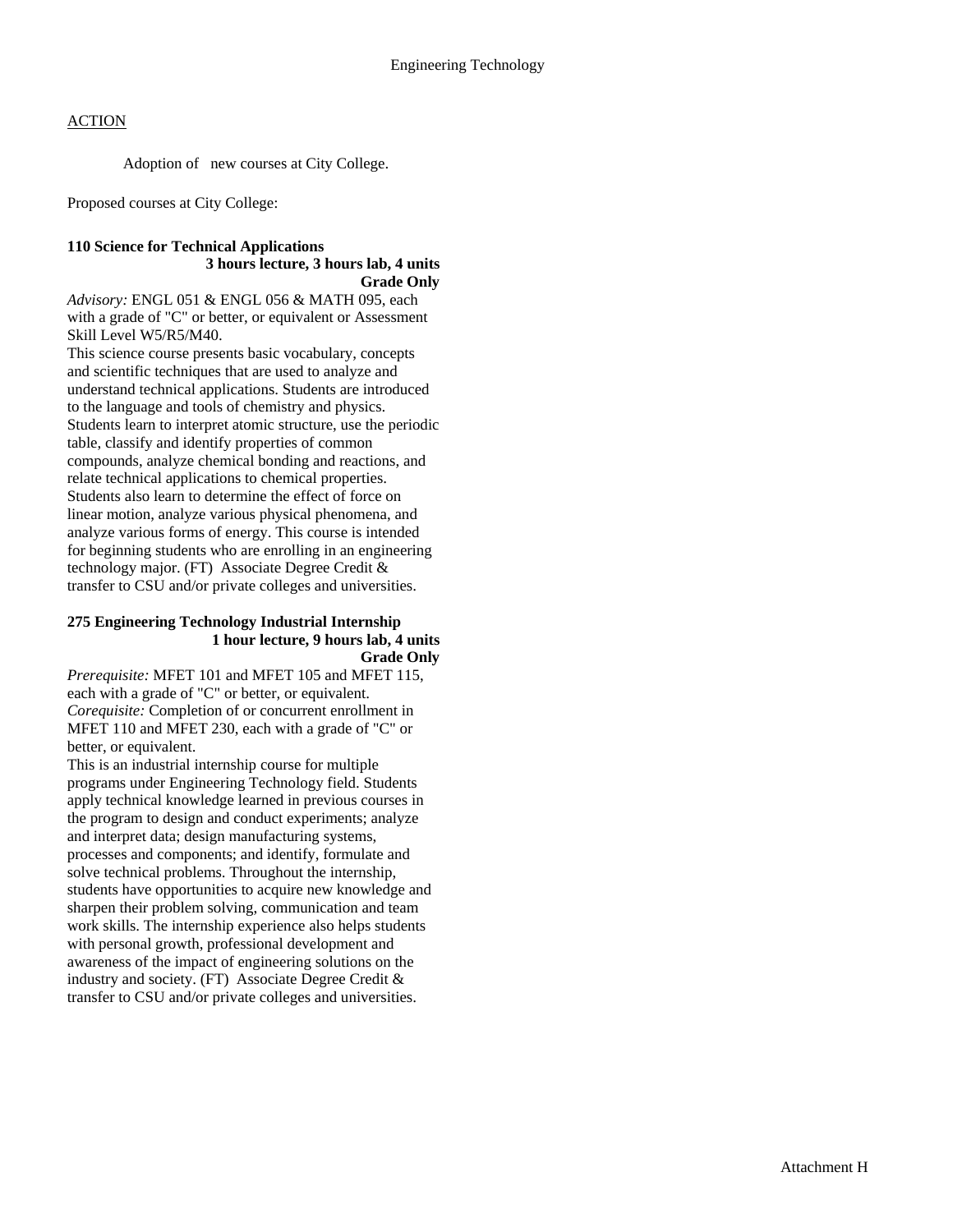# Engineering Technology

<u>ACTION</u>

Adoption of new courses at City College.

Proposed courses at City College:

**110 Science for Technical Applications**
**3 hours lecture, 3 hours lab, 4 units**
**Grade Only**

*Advisory:* ENGL 051 & ENGL 056 & MATH 095, each with a grade of "C" or better, or equivalent or Assessment Skill Level W5/R5/M40.

This science course presents basic vocabulary, concepts and scientific techniques that are used to analyze and understand technical applications. Students are introduced to the language and tools of chemistry and physics. Students learn to interpret atomic structure, use the periodic table, classify and identify properties of common compounds, analyze chemical bonding and reactions, and relate technical applications to chemical properties. Students also learn to determine the effect of force on linear motion, analyze various physical phenomena, and analyze various forms of energy. This course is intended for beginning students who are enrolling in an engineering technology major. (FT) Associate Degree Credit & transfer to CSU and/or private colleges and universities.

**275 Engineering Technology Industrial Internship**
**1 hour lecture, 9 hours lab, 4 units**
**Grade Only**

*Prerequisite:* MFET 101 and MFET 105 and MFET 115, each with a grade of "C" or better, or equivalent.
*Corequisite:* Completion of or concurrent enrollment in MFET 110 and MFET 230, each with a grade of "C" or better, or equivalent.

This is an industrial internship course for multiple programs under Engineering Technology field. Students apply technical knowledge learned in previous courses in the program to design and conduct experiments; analyze and interpret data; design manufacturing systems, processes and components; and identify, formulate and solve technical problems. Throughout the internship, students have opportunities to acquire new knowledge and sharpen their problem solving, communication and team work skills. The internship experience also helps students with personal growth, professional development and awareness of the impact of engineering solutions on the industry and society. (FT) Associate Degree Credit & transfer to CSU and/or private colleges and universities.

Attachment H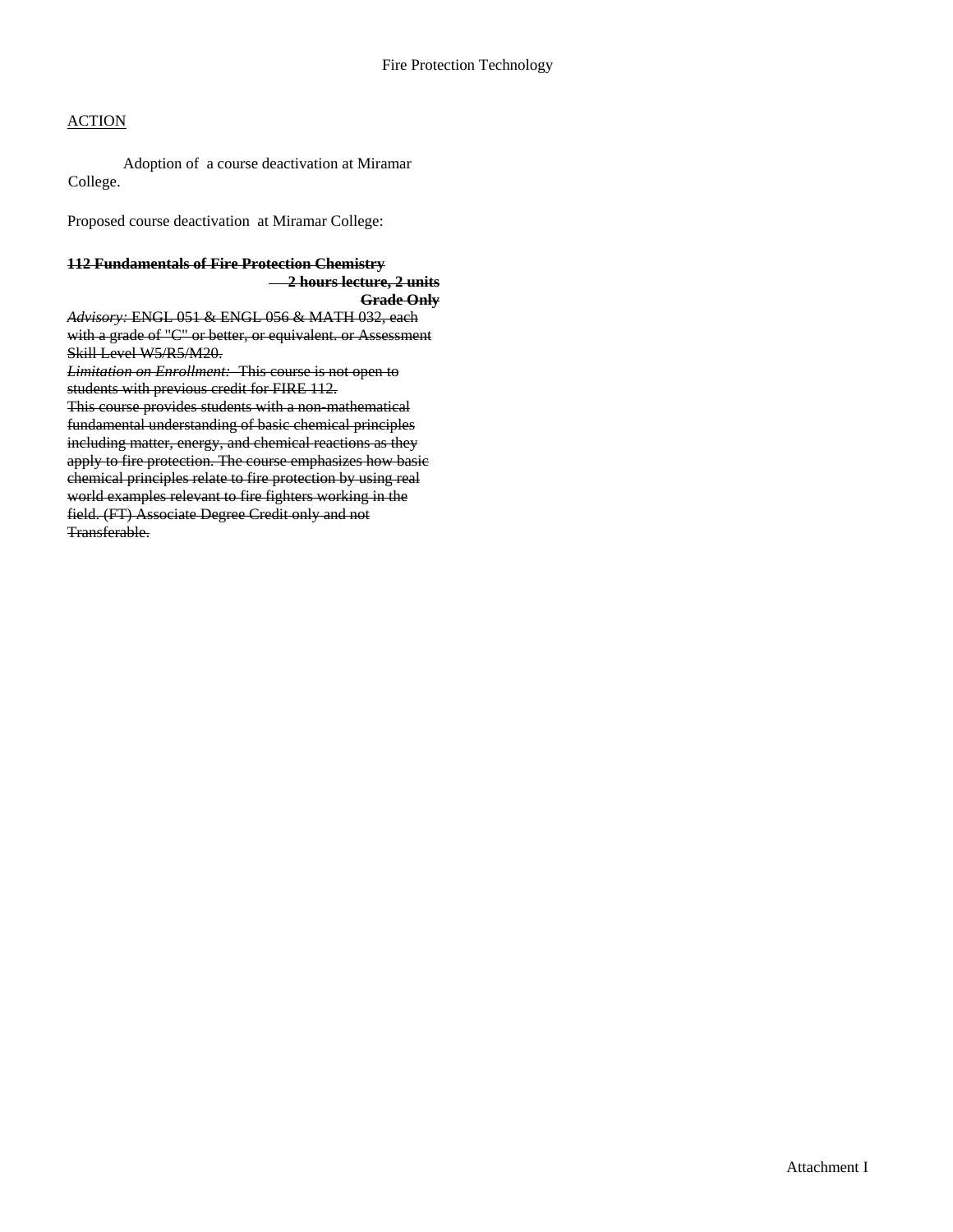Fire Protection Technology

<u>ACTION</u>

Adoption of a course deactivation at Miramar College.

Proposed course deactivation at Miramar College:

~~**112 Fundamentals of Fire Protection Chemistry**~~

~~**2 hours lecture, 2 units**~~

~~**Grade Only**~~

~~*Advisory:* ENGL 051 & ENGL 056 & MATH 032, each with a grade of "C" or better, or equivalent. or Assessment Skill Level W5/R5/M20.~~

~~*Limitation on Enrollment:* This course is not open to students with previous credit for FIRE 112.~~

~~This course provides students with a non-mathematical fundamental understanding of basic chemical principles including matter, energy, and chemical reactions as they apply to fire protection. The course emphasizes how basic chemical principles relate to fire protection by using real world examples relevant to fire fighters working in the field. (FT) Associate Degree Credit only and not Transferable.~~

Attachment I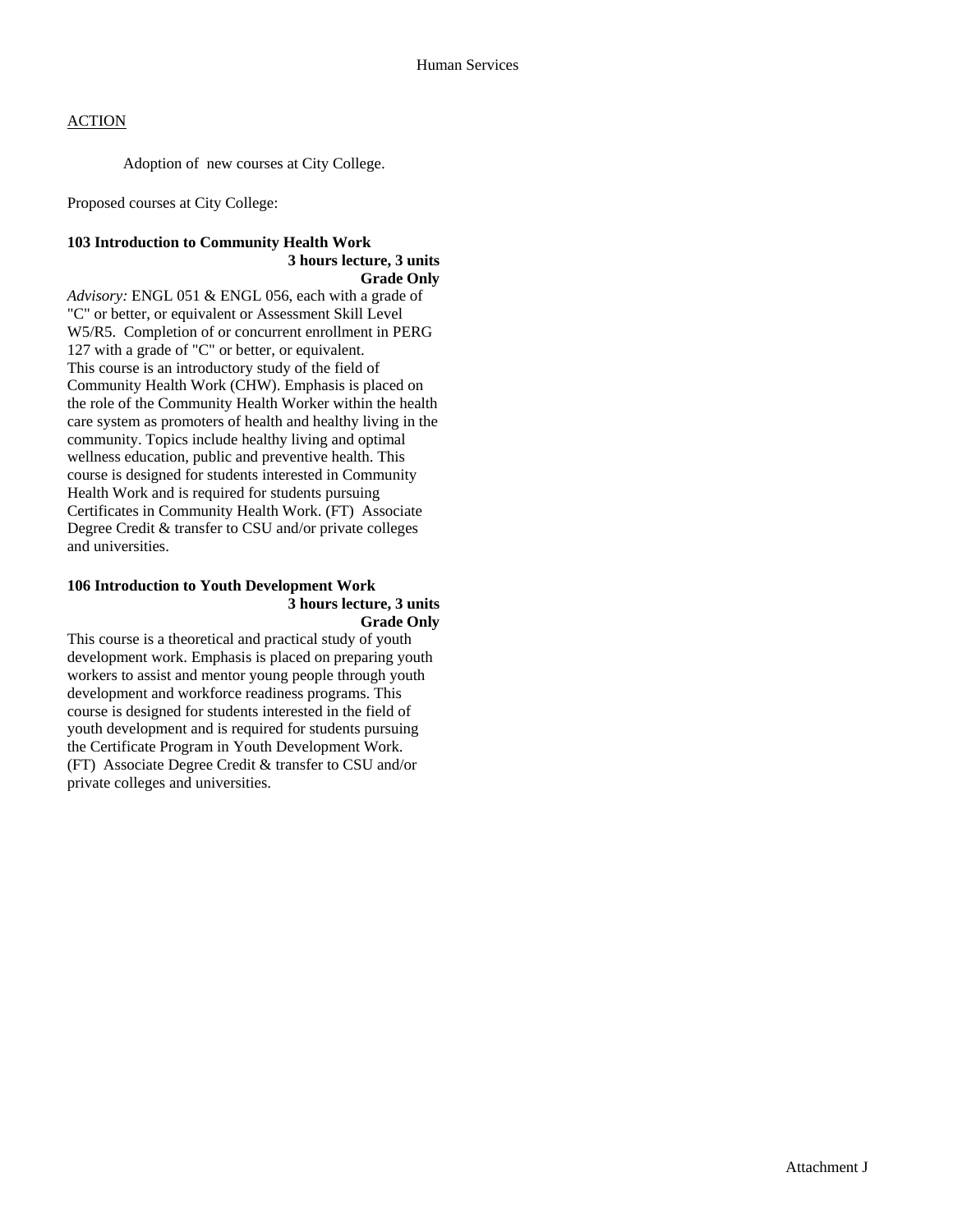Human Services

ACTION

Adoption of new courses at City College.

Proposed courses at City College:

**103 Introduction to Community Health Work**
**3 hours lecture, 3 units**
**Grade Only**

*Advisory:* ENGL 051 & ENGL 056, each with a grade of "C" or better, or equivalent or Assessment Skill Level W5/R5. Completion of or concurrent enrollment in PERG 127 with a grade of "C" or better, or equivalent.
This course is an introductory study of the field of Community Health Work (CHW). Emphasis is placed on the role of the Community Health Worker within the health care system as promoters of health and healthy living in the community. Topics include healthy living and optimal wellness education, public and preventive health. This course is designed for students interested in Community Health Work and is required for students pursuing Certificates in Community Health Work. (FT) Associate Degree Credit & transfer to CSU and/or private colleges and universities.

**106 Introduction to Youth Development Work**
**3 hours lecture, 3 units**
**Grade Only**

This course is a theoretical and practical study of youth development work. Emphasis is placed on preparing youth workers to assist and mentor young people through youth development and workforce readiness programs. This course is designed for students interested in the field of youth development and is required for students pursuing the Certificate Program in Youth Development Work. (FT) Associate Degree Credit & transfer to CSU and/or private colleges and universities.

Attachment J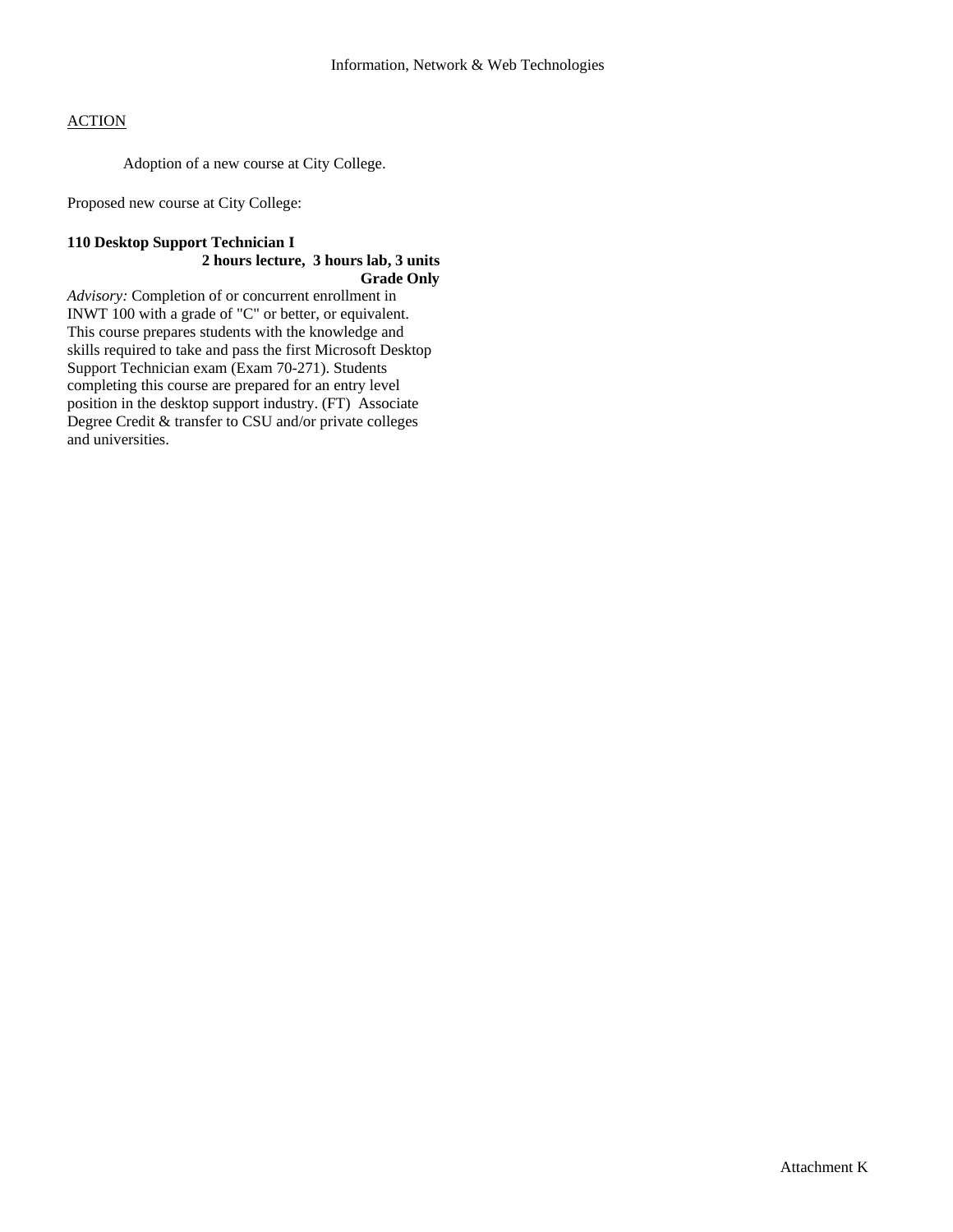Information, Network & Web Technologies

ACTION

Adoption of a new course at City College.

Proposed new course at City College:

**110 Desktop Support Technician I**
**2 hours lecture, 3 hours lab, 3 units**
**Grade Only**

*Advisory:* Completion of or concurrent enrollment in INWT 100 with a grade of "C" or better, or equivalent. This course prepares students with the knowledge and skills required to take and pass the first Microsoft Desktop Support Technician exam (Exam 70-271). Students completing this course are prepared for an entry level position in the desktop support industry. (FT) Associate Degree Credit & transfer to CSU and/or private colleges and universities.

Attachment K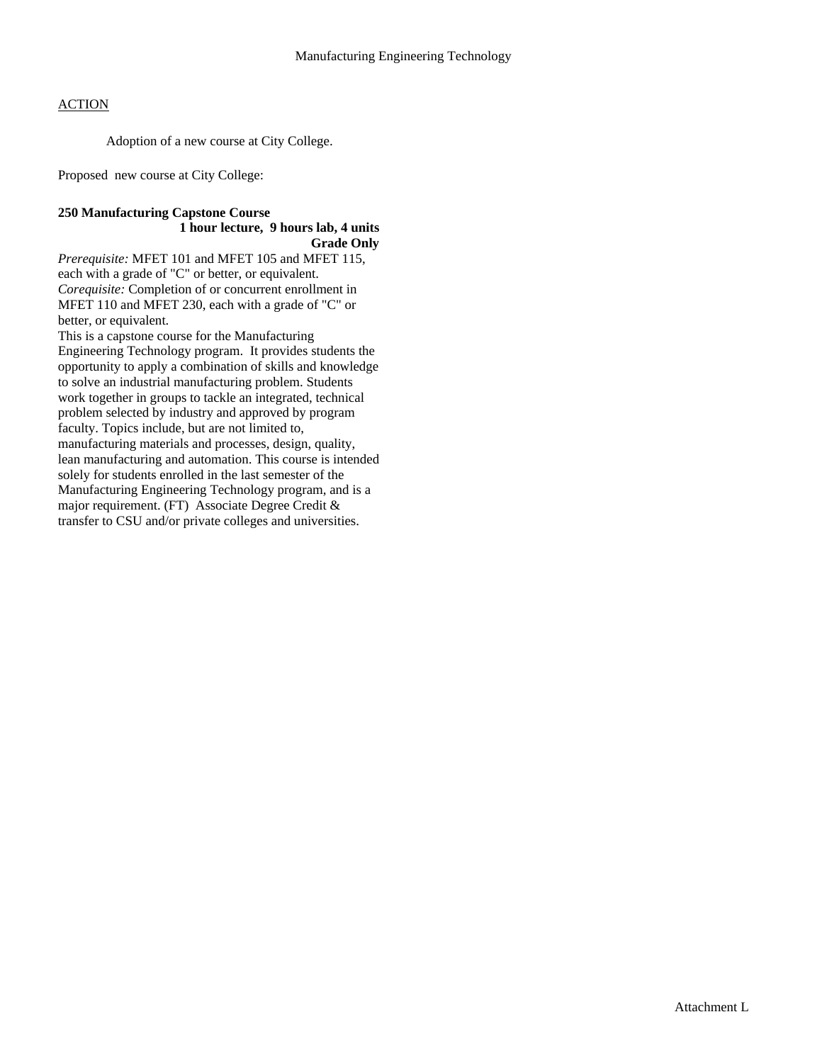Manufacturing Engineering Technology

ACTION

Adoption of a new course at City College.

Proposed new course at City College:

**250 Manufacturing Capstone Course**
**1 hour lecture, 9 hours lab, 4 units**
**Grade Only**

*Prerequisite:* MFET 101 and MFET 105 and MFET 115, each with a grade of "C" or better, or equivalent.
*Corequisite:* Completion of or concurrent enrollment in MFET 110 and MFET 230, each with a grade of "C" or better, or equivalent.
This is a capstone course for the Manufacturing Engineering Technology program. It provides students the opportunity to apply a combination of skills and knowledge to solve an industrial manufacturing problem. Students work together in groups to tackle an integrated, technical problem selected by industry and approved by program faculty. Topics include, but are not limited to, manufacturing materials and processes, design, quality, lean manufacturing and automation. This course is intended solely for students enrolled in the last semester of the Manufacturing Engineering Technology program, and is a major requirement. (FT) Associate Degree Credit & transfer to CSU and/or private colleges and universities.

Attachment L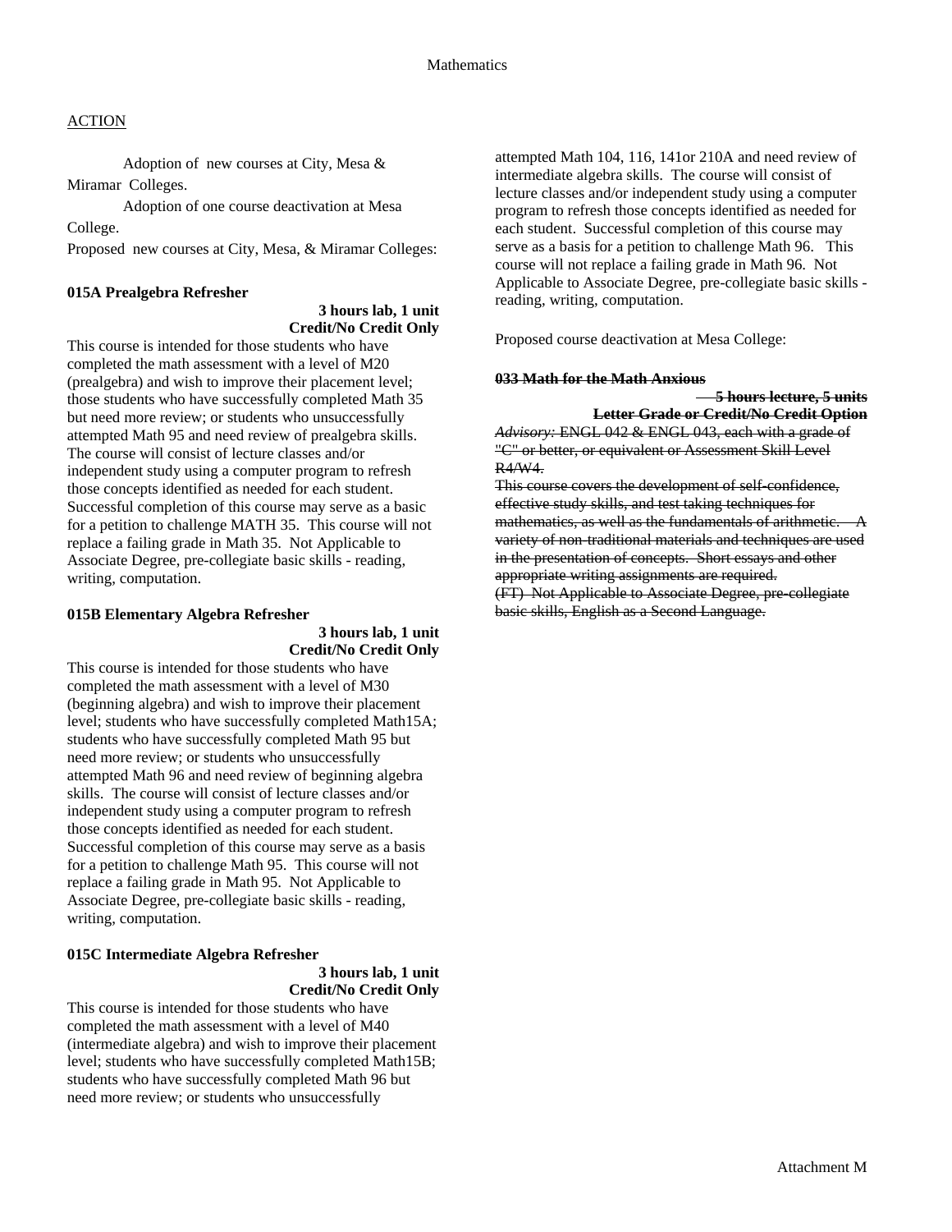<u>ACTION</u>

Adoption of new courses at City, Mesa & Miramar Colleges.

Adoption of one course deactivation at Mesa College.

Proposed new courses at City, Mesa, & Miramar Colleges:

**015A Prealgebra Refresher**

**3 hours lab, 1 unit**
**Credit/No Credit Only**

This course is intended for those students who have completed the math assessment with a level of M20 (prealgebra) and wish to improve their placement level; those students who have successfully completed Math 35 but need more review; or students who unsuccessfully attempted Math 95 and need review of prealgebra skills. The course will consist of lecture classes and/or independent study using a computer program to refresh those concepts identified as needed for each student. Successful completion of this course may serve as a basic for a petition to challenge MATH 35. This course will not replace a failing grade in Math 35. Not Applicable to Associate Degree, pre-collegiate basic skills - reading, writing, computation.

**015B Elementary Algebra Refresher**

**3 hours lab, 1 unit**
**Credit/No Credit Only**

This course is intended for those students who have completed the math assessment with a level of M30 (beginning algebra) and wish to improve their placement level; students who have successfully completed Math15A; students who have successfully completed Math 95 but need more review; or students who unsuccessfully attempted Math 96 and need review of beginning algebra skills. The course will consist of lecture classes and/or independent study using a computer program to refresh those concepts identified as needed for each student. Successful completion of this course may serve as a basis for a petition to challenge Math 95. This course will not replace a failing grade in Math 95. Not Applicable to Associate Degree, pre-collegiate basic skills - reading, writing, computation.

**015C Intermediate Algebra Refresher**

**3 hours lab, 1 unit**
**Credit/No Credit Only**

This course is intended for those students who have completed the math assessment with a level of M40 (intermediate algebra) and wish to improve their placement level; students who have successfully completed Math15B; students who have successfully completed Math 96 but need more review; or students who unsuccessfully attempted Math 104, 116, 141or 210A and need review of intermediate algebra skills. The course will consist of lecture classes and/or independent study using a computer program to refresh those concepts identified as needed for each student. Successful completion of this course may serve as a basis for a petition to challenge Math 96. This course will not replace a failing grade in Math 96. Not Applicable to Associate Degree, pre-collegiate basic skills - reading, writing, computation.

Proposed course deactivation at Mesa College:

~~**033 Math for the Math Anxious**~~

~~**5 hours lecture, 5 units**~~
~~**Letter Grade or Credit/No Credit Option**~~

~~*Advisory:* ENGL 042 & ENGL 043, each with a grade of "C" or better, or equivalent or Assessment Skill Level R4/W4.~~

~~This course covers the development of self-confidence, effective study skills, and test taking techniques for mathematics, as well as the fundamentals of arithmetic. A variety of non-traditional materials and techniques are used in the presentation of concepts. Short essays and other appropriate writing assignments are required.~~

~~(FT) Not Applicable to Associate Degree, pre-collegiate basic skills, English as a Second Language.~~

Attachment M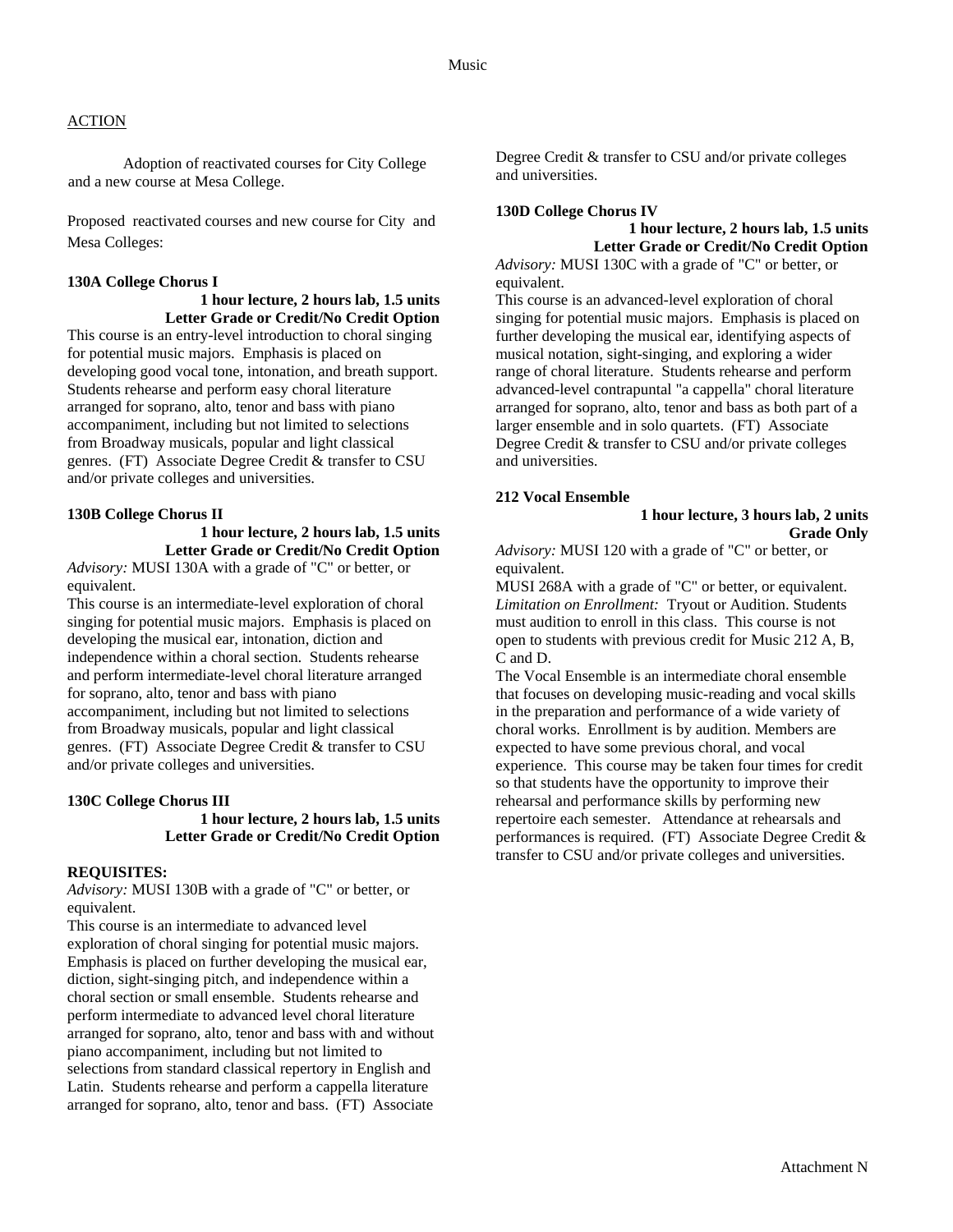## ACTION

Adoption of reactivated courses for City College and a new course at Mesa College.

Proposed reactivated courses and new course for City and Mesa Colleges:

### 130A College Chorus I

**1 hour lecture, 2 hours lab, 1.5 units**
**Letter Grade or Credit/No Credit Option**

This course is an entry-level introduction to choral singing for potential music majors. Emphasis is placed on developing good vocal tone, intonation, and breath support. Students rehearse and perform easy choral literature arranged for soprano, alto, tenor and bass with piano accompaniment, including but not limited to selections from Broadway musicals, popular and light classical genres. (FT) Associate Degree Credit & transfer to CSU and/or private colleges and universities.

### 130B College Chorus II

**1 hour lecture, 2 hours lab, 1.5 units**
**Letter Grade or Credit/No Credit Option**

*Advisory:* MUSI 130A with a grade of "C" or better, or equivalent.

This course is an intermediate-level exploration of choral singing for potential music majors. Emphasis is placed on developing the musical ear, intonation, diction and independence within a choral section. Students rehearse and perform intermediate-level choral literature arranged for soprano, alto, tenor and bass with piano accompaniment, including but not limited to selections from Broadway musicals, popular and light classical genres. (FT) Associate Degree Credit & transfer to CSU and/or private colleges and universities.

### 130C College Chorus III

**1 hour lecture, 2 hours lab, 1.5 units**
**Letter Grade or Credit/No Credit Option**

**REQUISITES:**

*Advisory:* MUSI 130B with a grade of "C" or better, or equivalent.

This course is an intermediate to advanced level exploration of choral singing for potential music majors. Emphasis is placed on further developing the musical ear, diction, sight-singing pitch, and independence within a choral section or small ensemble. Students rehearse and perform intermediate to advanced level choral literature arranged for soprano, alto, tenor and bass with and without piano accompaniment, including but not limited to selections from standard classical repertory in English and Latin. Students rehearse and perform a cappella literature arranged for soprano, alto, tenor and bass. (FT) Associate Degree Credit & transfer to CSU and/or private colleges and universities.

### 130D College Chorus IV

**1 hour lecture, 2 hours lab, 1.5 units**
**Letter Grade or Credit/No Credit Option**

*Advisory:* MUSI 130C with a grade of "C" or better, or equivalent.

This course is an advanced-level exploration of choral singing for potential music majors. Emphasis is placed on further developing the musical ear, identifying aspects of musical notation, sight-singing, and exploring a wider range of choral literature. Students rehearse and perform advanced-level contrapuntal "a cappella" choral literature arranged for soprano, alto, tenor and bass as both part of a larger ensemble and in solo quartets. (FT) Associate Degree Credit & transfer to CSU and/or private colleges and universities.

### 212 Vocal Ensemble

**1 hour lecture, 3 hours lab, 2 units**
**Grade Only**

*Advisory:* MUSI 120 with a grade of "C" or better, or equivalent.

MUSI 268A with a grade of "C" or better, or equivalent.

*Limitation on Enrollment:* Tryout or Audition. Students must audition to enroll in this class. This course is not open to students with previous credit for Music 212 A, B, C and D.

The Vocal Ensemble is an intermediate choral ensemble that focuses on developing music-reading and vocal skills in the preparation and performance of a wide variety of choral works. Enrollment is by audition. Members are expected to have some previous choral, and vocal experience. This course may be taken four times for credit so that students have the opportunity to improve their rehearsal and performance skills by performing new repertoire each semester. Attendance at rehearsals and performances is required. (FT) Associate Degree Credit & transfer to CSU and/or private colleges and universities.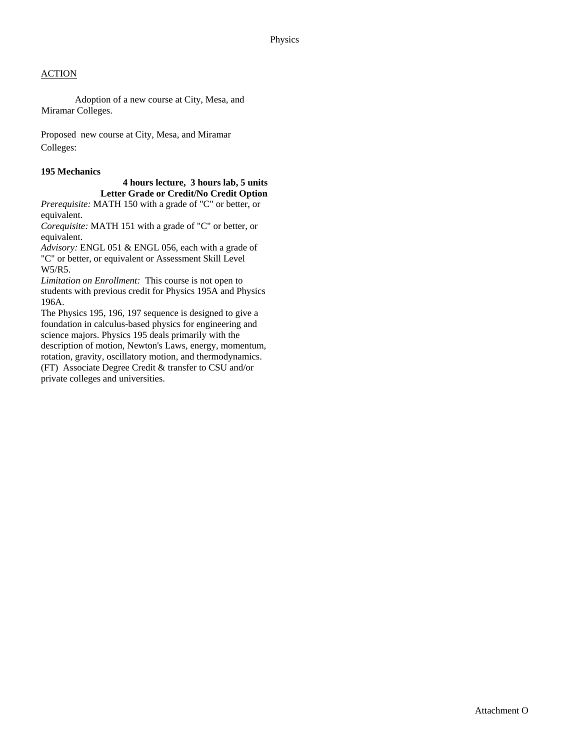Physics

<u>ACTION</u>

Adoption of a new course at City, Mesa, and Miramar Colleges.

Proposed new course at City, Mesa, and Miramar Colleges:

**195 Mechanics**

**4 hours lecture, 3 hours lab, 5 units**
**Letter Grade or Credit/No Credit Option**

*Prerequisite:* MATH 150 with a grade of "C" or better, or equivalent.
*Corequisite:* MATH 151 with a grade of "C" or better, or equivalent.
*Advisory:* ENGL 051 & ENGL 056, each with a grade of "C" or better, or equivalent or Assessment Skill Level W5/R5.
*Limitation on Enrollment:* This course is not open to students with previous credit for Physics 195A and Physics 196A.
The Physics 195, 196, 197 sequence is designed to give a foundation in calculus-based physics for engineering and science majors. Physics 195 deals primarily with the description of motion, Newton's Laws, energy, momentum, rotation, gravity, oscillatory motion, and thermodynamics. (FT) Associate Degree Credit & transfer to CSU and/or private colleges and universities.

Attachment O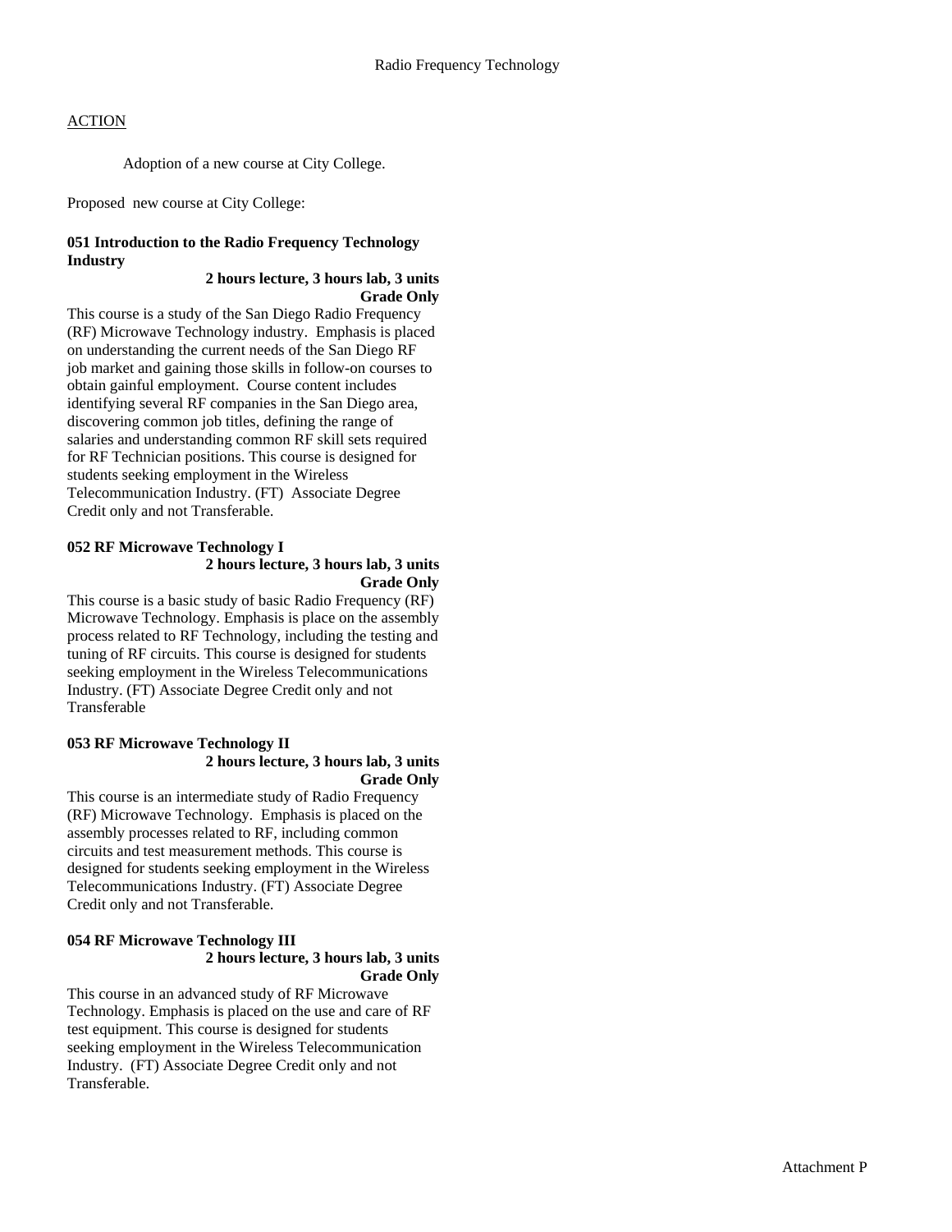# Radio Frequency Technology

ACTION

Adoption of a new course at City College.

Proposed new course at City College:

**051 Introduction to the Radio Frequency Technology Industry**

**2 hours lecture, 3 hours lab, 3 units**
**Grade Only**

This course is a study of the San Diego Radio Frequency (RF) Microwave Technology industry. Emphasis is placed on understanding the current needs of the San Diego RF job market and gaining those skills in follow-on courses to obtain gainful employment. Course content includes identifying several RF companies in the San Diego area, discovering common job titles, defining the range of salaries and understanding common RF skill sets required for RF Technician positions. This course is designed for students seeking employment in the Wireless Telecommunication Industry. (FT) Associate Degree Credit only and not Transferable.

**052 RF Microwave Technology I**

**2 hours lecture, 3 hours lab, 3 units**
**Grade Only**

This course is a basic study of basic Radio Frequency (RF) Microwave Technology. Emphasis is place on the assembly process related to RF Technology, including the testing and tuning of RF circuits. This course is designed for students seeking employment in the Wireless Telecommunications Industry. (FT) Associate Degree Credit only and not Transferable

**053 RF Microwave Technology II**

**2 hours lecture, 3 hours lab, 3 units**
**Grade Only**

This course is an intermediate study of Radio Frequency (RF) Microwave Technology. Emphasis is placed on the assembly processes related to RF, including common circuits and test measurement methods. This course is designed for students seeking employment in the Wireless Telecommunications Industry. (FT) Associate Degree Credit only and not Transferable.

**054 RF Microwave Technology III**

**2 hours lecture, 3 hours lab, 3 units**
**Grade Only**

This course in an advanced study of RF Microwave Technology. Emphasis is placed on the use and care of RF test equipment. This course is designed for students seeking employment in the Wireless Telecommunication Industry. (FT) Associate Degree Credit only and not Transferable.

Attachment P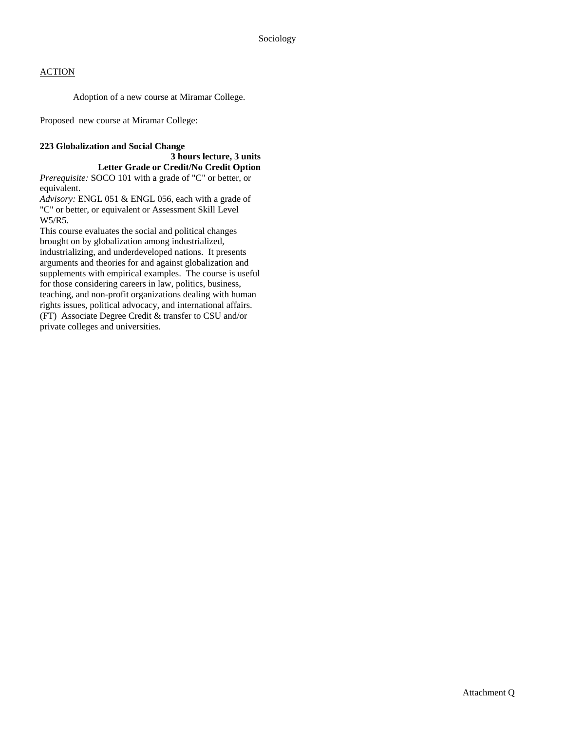Sociology

ACTION

Adoption of a new course at Miramar College.

Proposed new course at Miramar College:

**223 Globalization and Social Change**

**3 hours lecture, 3 units**

**Letter Grade or Credit/No Credit Option**

*Prerequisite:* SOCO 101 with a grade of "C" or better, or equivalent.

*Advisory:* ENGL 051 & ENGL 056, each with a grade of "C" or better, or equivalent or Assessment Skill Level W5/R5.

This course evaluates the social and political changes brought on by globalization among industrialized, industrializing, and underdeveloped nations. It presents arguments and theories for and against globalization and supplements with empirical examples. The course is useful for those considering careers in law, politics, business, teaching, and non-profit organizations dealing with human rights issues, political advocacy, and international affairs. (FT) Associate Degree Credit & transfer to CSU and/or private colleges and universities.

Attachment Q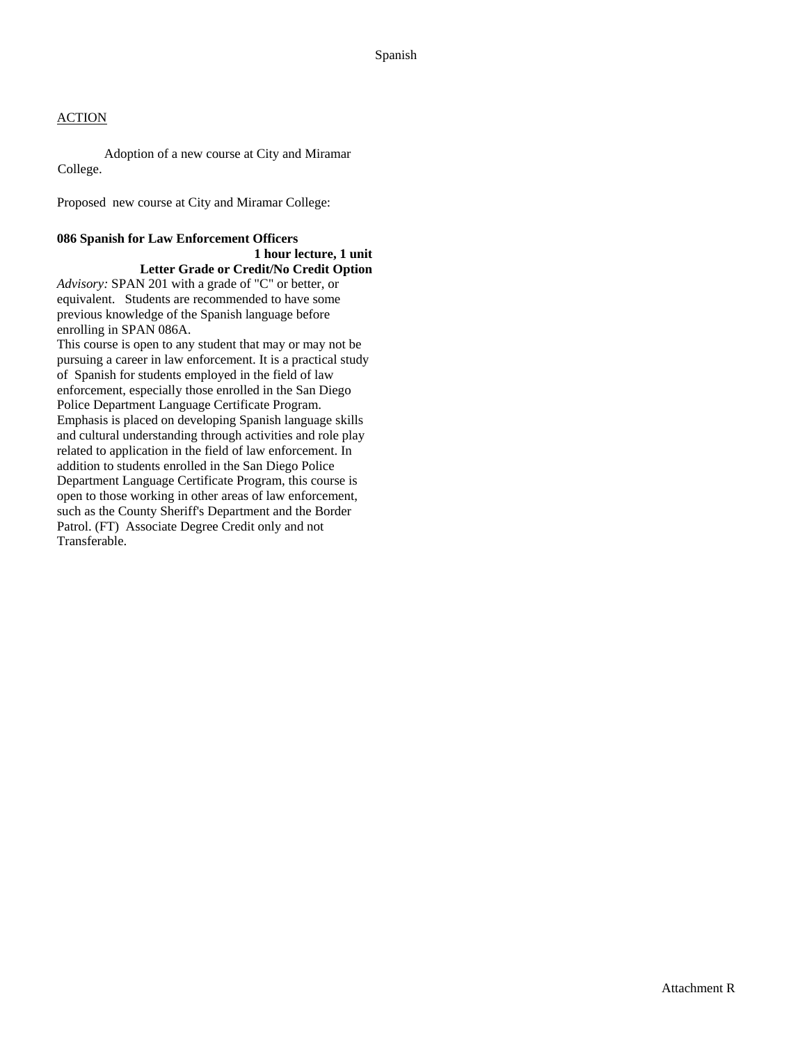Spanish

ACTION

Adoption of a new course at City and Miramar College.

Proposed new course at City and Miramar College:

**086 Spanish for Law Enforcement Officers**
**1 hour lecture, 1 unit**
**Letter Grade or Credit/No Credit Option**

*Advisory:* SPAN 201 with a grade of "C" or better, or equivalent. Students are recommended to have some previous knowledge of the Spanish language before enrolling in SPAN 086A.
This course is open to any student that may or may not be pursuing a career in law enforcement. It is a practical study of Spanish for students employed in the field of law enforcement, especially those enrolled in the San Diego Police Department Language Certificate Program. Emphasis is placed on developing Spanish language skills and cultural understanding through activities and role play related to application in the field of law enforcement. In addition to students enrolled in the San Diego Police Department Language Certificate Program, this course is open to those working in other areas of law enforcement, such as the County Sheriff's Department and the Border Patrol. (FT) Associate Degree Credit only and not Transferable.

Attachment R